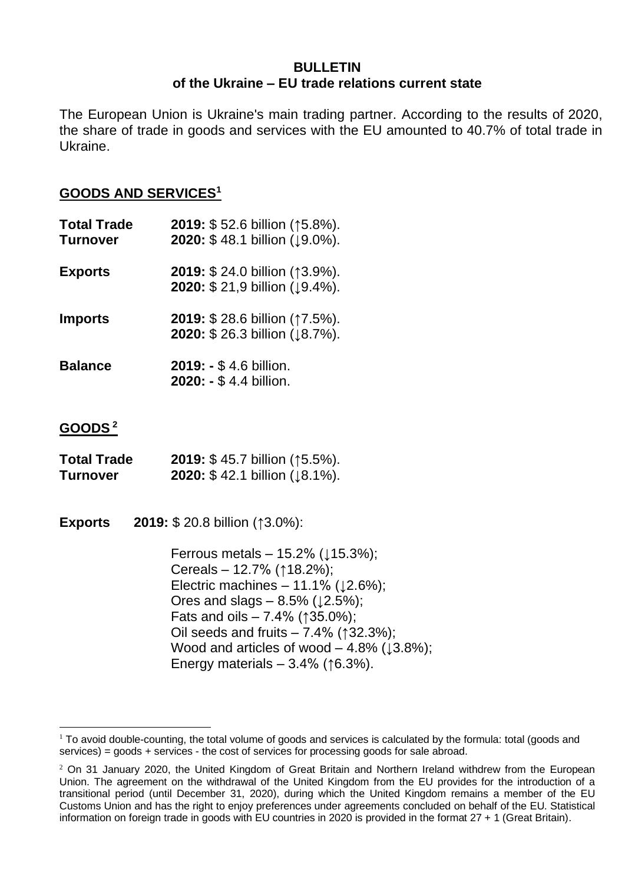**BULLETIN**
**of the Ukraine – EU trade relations current state**

The European Union is Ukraine's main trading partner. According to the results of 2020, the share of trade in goods and services with the EU amounted to 40.7% of total trade in Ukraine.

## GOODS AND SERVICES[1]

| | |
|---|---|
| **Total Trade Turnover** | **2019:** $ 52.6 billion (↑5.8%).<br>**2020:** $ 48.1 billion (↓9.0%). |
| **Exports** | **2019:** $ 24.0 billion (↑3.9%).<br>**2020:** $ 21,9 billion (↓9.4%). |
| **Imports** | **2019:** $ 28.6 billion (↑7.5%).<br>**2020:** $ 26.3 billion (↓8.7%). |
| **Balance** | **2019: -** $ 4.6 billion.<br>**2020: -** $ 4.4 billion. |

## GOODS[2]

| | |
|---|---|
| **Total Trade Turnover** | **2019:** $ 45.7 billion (↑5.5%).<br>**2020:** $ 42.1 billion (↓8.1%). |

**Exports** **2019:** $ 20.8 billion (↑3.0%):

Ferrous metals – 15.2% (↓15.3%);
Cereals – 12.7% (↑18.2%);
Electric machines – 11.1% (↓2.6%);
Ores and slags – 8.5% (↓2.5%);
Fats and oils – 7.4% (↑35.0%);
Oil seeds and fruits – 7.4% (↑32.3%);
Wood and articles of wood – 4.8% (↓3.8%);
Energy materials – 3.4% (↑6.3%).

---

[1] To avoid double-counting, the total volume of goods and services is calculated by the formula: total (goods and services) = goods + services - the cost of services for processing goods for sale abroad.

[2] On 31 January 2020, the United Kingdom of Great Britain and Northern Ireland withdrew from the European Union. The agreement on the withdrawal of the United Kingdom from the EU provides for the introduction of a transitional period (until December 31, 2020), during which the United Kingdom remains a member of the EU Customs Union and has the right to enjoy preferences under agreements concluded on behalf of the EU. Statistical information on foreign trade in goods with EU countries in 2020 is provided in the format 27 + 1 (Great Britain).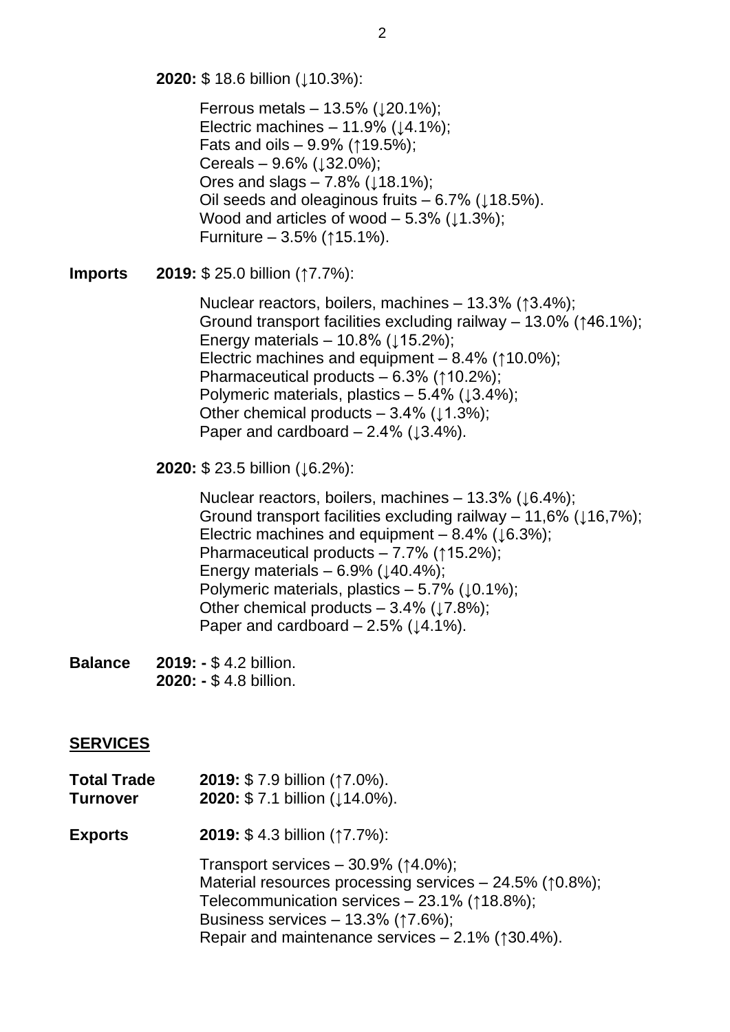**2020:** $ 18.6 billion (↓10.3%):

Ferrous metals – 13.5% (↓20.1%);
Electric machines – 11.9% (↓4.1%);
Fats and oils – 9.9% (↑19.5%);
Cereals – 9.6% (↓32.0%);
Ores and slags – 7.8% (↓18.1%);
Oil seeds and oleaginous fruits – 6.7% (↓18.5%).
Wood and articles of wood – 5.3% (↓1.3%);
Furniture – 3.5% (↑15.1%).

**Imports** **2019:** $ 25.0 billion (↑7.7%):

Nuclear reactors, boilers, machines – 13.3% (↑3.4%);
Ground transport facilities excluding railway – 13.0% (↑46.1%);
Energy materials – 10.8% (↓15.2%);
Electric machines and equipment – 8.4% (↑10.0%);
Pharmaceutical products – 6.3% (↑10.2%);
Polymeric materials, plastics – 5.4% (↓3.4%);
Other chemical products – 3.4% (↓1.3%);
Paper and cardboard – 2.4% (↓3.4%).

**2020:** $ 23.5 billion (↓6.2%):

Nuclear reactors, boilers, machines – 13.3% (↓6.4%);
Ground transport facilities excluding railway – 11,6% (↓16,7%);
Electric machines and equipment – 8.4% (↓6.3%);
Pharmaceutical products – 7.7% (↑15.2%);
Energy materials – 6.9% (↓40.4%);
Polymeric materials, plastics – 5.7% (↓0.1%);
Other chemical products – 3.4% (↓7.8%);
Paper and cardboard – 2.5% (↓4.1%).

**Balance** **2019: -** $ 4.2 billion.
**2020: -** $ 4.8 billion.

## SERVICES

**Total Trade Turnover** **2019:** $ 7.9 billion (↑7.0%).
**2020:** $ 7.1 billion (↓14.0%).

**Exports** **2019:** $ 4.3 billion (↑7.7%):

Transport services – 30.9% (↑4.0%);
Material resources processing services – 24.5% (↑0.8%);
Telecommunication services – 23.1% (↑18.8%);
Business services – 13.3% (↑7.6%);
Repair and maintenance services – 2.1% (↑30.4%).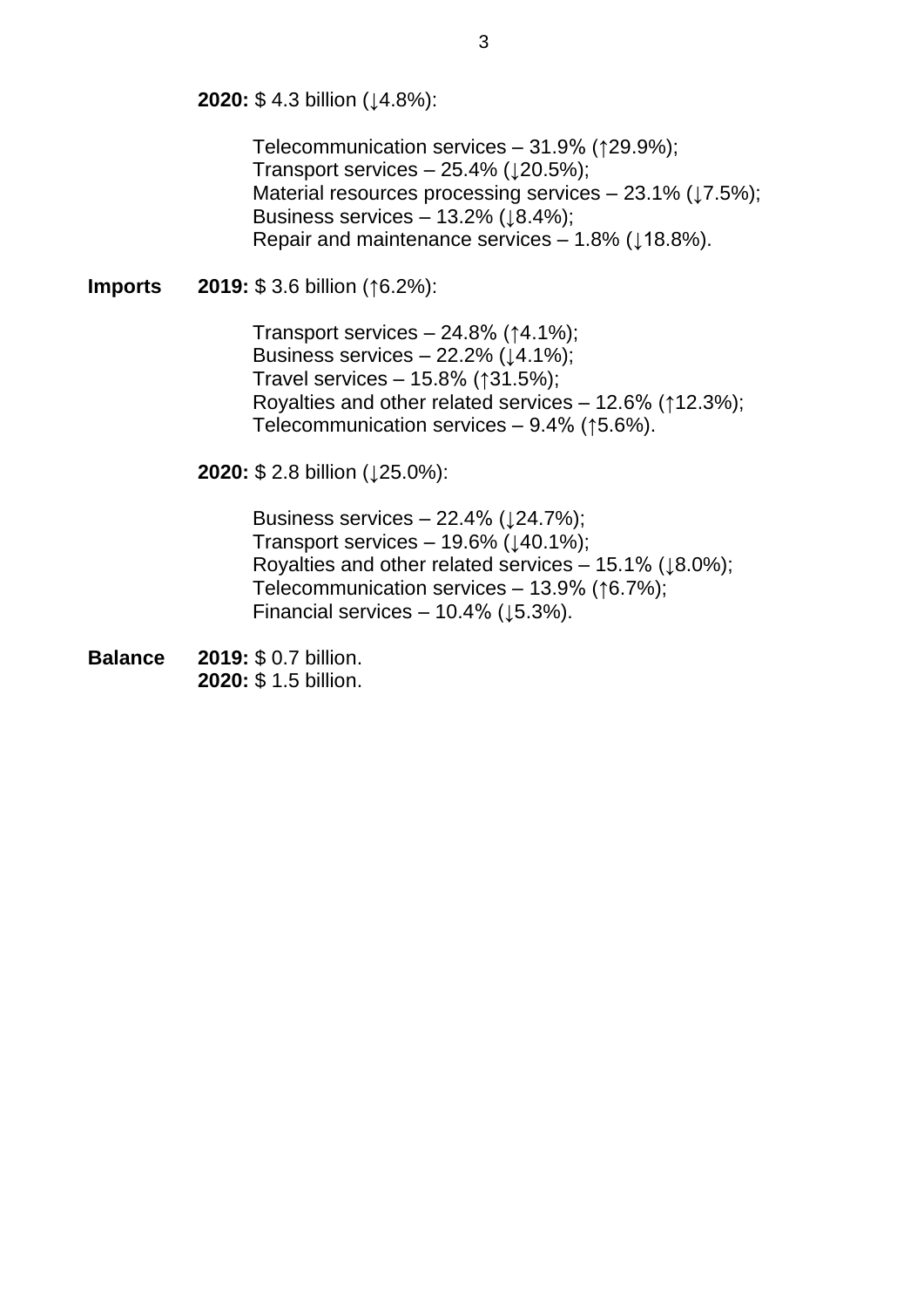**2020:** $ 4.3 billion (↓4.8%):

Telecommunication services – 31.9% (↑29.9%);
Transport services – 25.4% (↓20.5%);
Material resources processing services – 23.1% (↓7.5%);
Business services – 13.2% (↓8.4%);
Repair and maintenance services – 1.8% (↓18.8%).

**Imports** **2019:** $ 3.6 billion (↑6.2%):

Transport services – 24.8% (↑4.1%);
Business services – 22.2% (↓4.1%);
Travel services – 15.8% (↑31.5%);
Royalties and other related services – 12.6% (↑12.3%);
Telecommunication services – 9.4% (↑5.6%).

**2020:** $ 2.8 billion (↓25.0%):

Business services – 22.4% (↓24.7%);
Transport services – 19.6% (↓40.1%);
Royalties and other related services – 15.1% (↓8.0%);
Telecommunication services – 13.9% (↑6.7%);
Financial services – 10.4% (↓5.3%).

**Balance** **2019:** $ 0.7 billion.
**2020:** $ 1.5 billion.